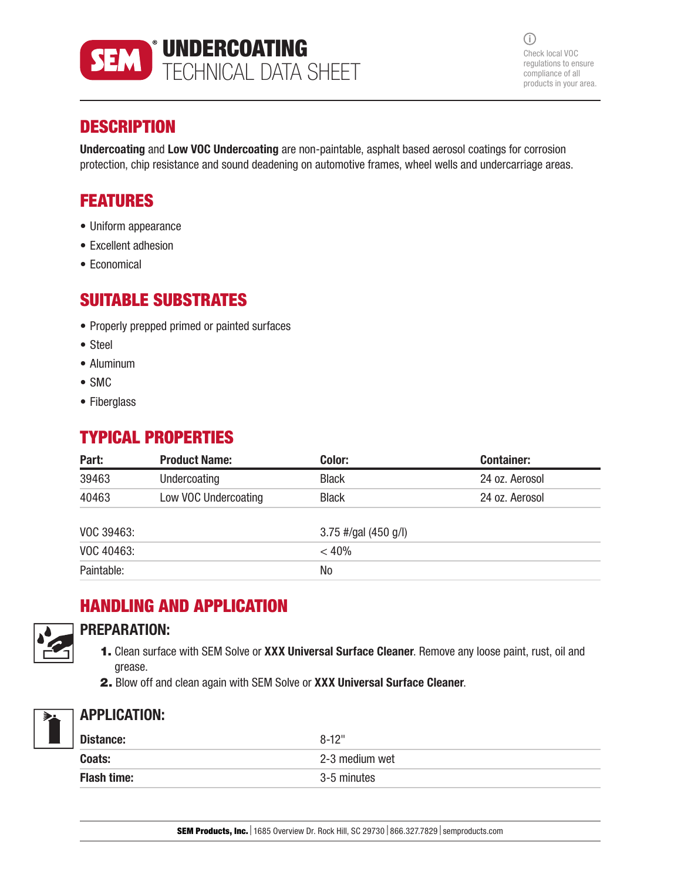# UNDERCOATING TECHNICAL DATA SHEET

Check local VOC regulations to ensure compliance of all products in your area.

## DESCRIPTION

**Undercoating** and **Low VOC Undercoating** are non-paintable, asphalt based aerosol coatings for corrosion protection, chip resistance and sound deadening on automotive frames, wheel wells and undercarriage areas.

## FEATURES

- Uniform appearance
- Excellent adhesion
- Economical

## SUITABLE SUBSTRATES

- Properly prepped primed or painted surfaces
- Steel
- Aluminum
- SMC
- Fiberglass

## TYPICAL PROPERTIES

| Part: | Product Name: | Color: | Container: |
|---|---|---|---|
| 39463 | Undercoating | Black | 24 oz. Aerosol |
| 40463 | Low VOC Undercoating | Black | 24 oz. Aerosol |

| | |
|---|---|
| VOC 39463: | 3.75 #/gal (450 g/l) |
| VOC 40463: | < 40% |
| Paintable: | No |

## HANDLING AND APPLICATION

### PREPARATION:

1. Clean surface with SEM Solve or **XXX Universal Surface Cleaner**. Remove any loose paint, rust, oil and grease.
2. Blow off and clean again with SEM Solve or **XXX Universal Surface Cleaner**.

### APPLICATION:

| | |
|---|---|
| **Distance:** | 8-12" |
| **Coats:** | 2-3 medium wet |
| **Flash time:** | 3-5 minutes |

**SEM Products, Inc.** | 1685 Overview Dr. Rock Hill, SC 29730 | 866.327.7829 | semproducts.com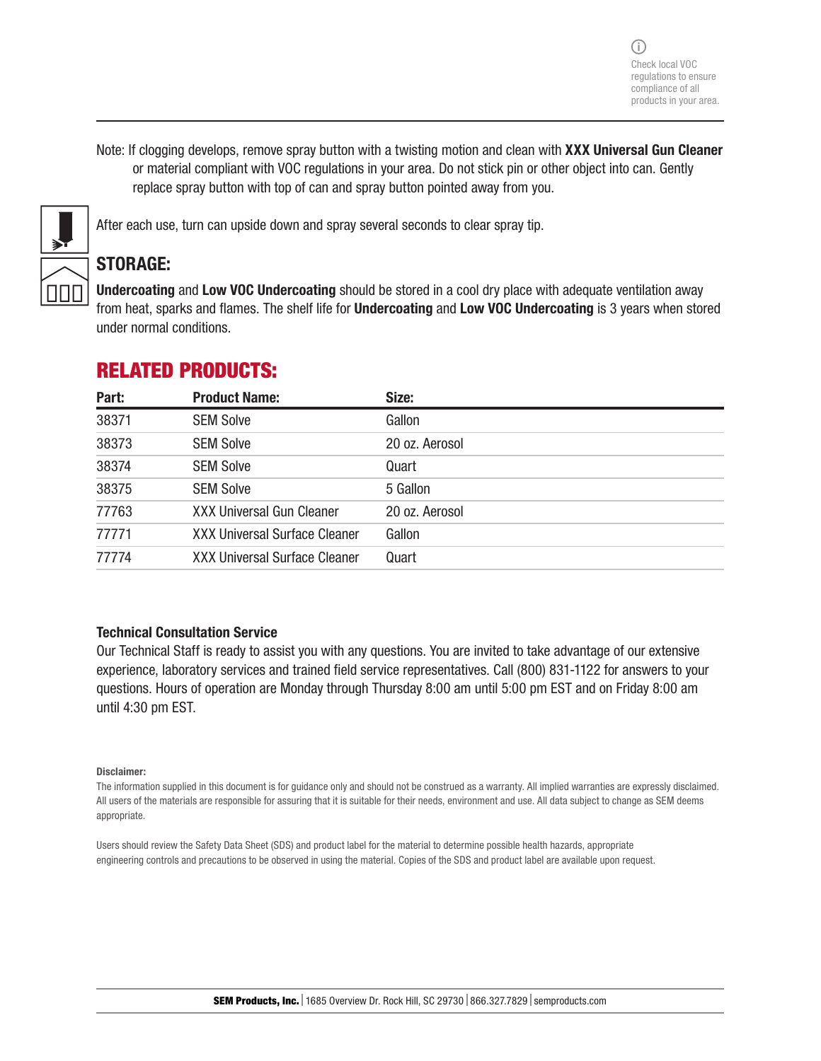Check local VOC regulations to ensure compliance of all products in your area.

Note: If clogging develops, remove spray button with a twisting motion and clean with **XXX Universal Gun Cleaner** or material compliant with VOC regulations in your area. Do not stick pin or other object into can. Gently replace spray button with top of can and spray button pointed away from you.

After each use, turn can upside down and spray several seconds to clear spray tip.

## STORAGE:

**Undercoating** and **Low VOC Undercoating** should be stored in a cool dry place with adequate ventilation away from heat, sparks and flames. The shelf life for **Undercoating** and **Low VOC Undercoating** is 3 years when stored under normal conditions.

## RELATED PRODUCTS:

| Part: | Product Name: | Size: |
|---|---|---|
| 38371 | SEM Solve | Gallon |
| 38373 | SEM Solve | 20 oz. Aerosol |
| 38374 | SEM Solve | Quart |
| 38375 | SEM Solve | 5 Gallon |
| 77763 | XXX Universal Gun Cleaner | 20 oz. Aerosol |
| 77771 | XXX Universal Surface Cleaner | Gallon |
| 77774 | XXX Universal Surface Cleaner | Quart |

### Technical Consultation Service

Our Technical Staff is ready to assist you with any questions. You are invited to take advantage of our extensive experience, laboratory services and trained field service representatives. Call (800) 831-1122 for answers to your questions. Hours of operation are Monday through Thursday 8:00 am until 5:00 pm EST and on Friday 8:00 am until 4:30 pm EST.

**Disclaimer:**

The information supplied in this document is for guidance only and should not be construed as a warranty. All implied warranties are expressly disclaimed. All users of the materials are responsible for assuring that it is suitable for their needs, environment and use. All data subject to change as SEM deems appropriate.

Users should review the Safety Data Sheet (SDS) and product label for the material to determine possible health hazards, appropriate engineering controls and precautions to be observed in using the material. Copies of the SDS and product label are available upon request.

**SEM Products, Inc.** | 1685 Overview Dr. Rock Hill, SC 29730 | 866.327.7829 | semproducts.com